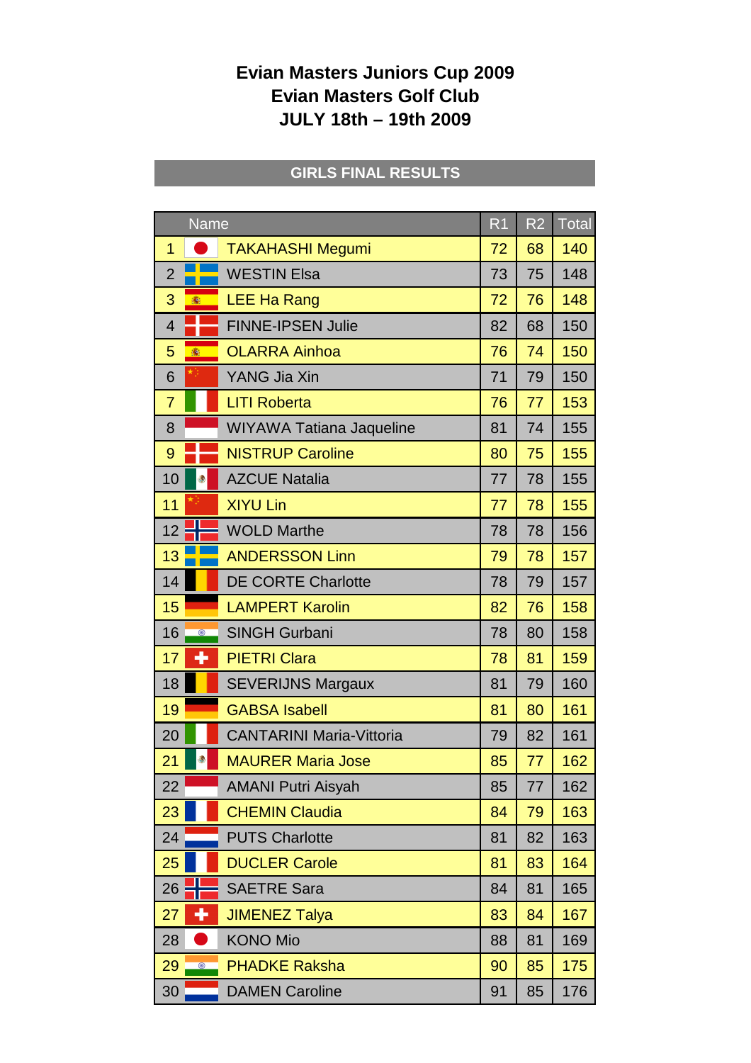# Evian Masters Juniors Cup 2009
# Evian Masters Golf Club
# JULY 18th – 19th 2009

## GIRLS FINAL RESULTS

| | Name | R1 | R2 | Total |
|---|---|---|---|---|
| 1 | TAKAHASHI Megumi | 72 | 68 | 140 |
| 2 | WESTIN Elsa | 73 | 75 | 148 |
| 3 | LEE Ha Rang | 72 | 76 | 148 |
| 4 | FINNE-IPSEN Julie | 82 | 68 | 150 |
| 5 | OLARRA Ainhoa | 76 | 74 | 150 |
| 6 | YANG Jia Xin | 71 | 79 | 150 |
| 7 | LITI Roberta | 76 | 77 | 153 |
| 8 | WIYAWA Tatiana Jaqueline | 81 | 74 | 155 |
| 9 | NISTRUP Caroline | 80 | 75 | 155 |
| 10 | AZCUE Natalia | 77 | 78 | 155 |
| 11 | XIYU Lin | 77 | 78 | 155 |
| 12 | WOLD Marthe | 78 | 78 | 156 |
| 13 | ANDERSSON Linn | 79 | 78 | 157 |
| 14 | DE CORTE Charlotte | 78 | 79 | 157 |
| 15 | LAMPERT Karolin | 82 | 76 | 158 |
| 16 | SINGH Gurbani | 78 | 80 | 158 |
| 17 | PIETRI Clara | 78 | 81 | 159 |
| 18 | SEVERIJNS Margaux | 81 | 79 | 160 |
| 19 | GABSA Isabell | 81 | 80 | 161 |
| 20 | CANTARINI Maria-Vittoria | 79 | 82 | 161 |
| 21 | MAURER Maria Jose | 85 | 77 | 162 |
| 22 | AMANI Putri Aisyah | 85 | 77 | 162 |
| 23 | CHEMIN Claudia | 84 | 79 | 163 |
| 24 | PUTS Charlotte | 81 | 82 | 163 |
| 25 | DUCLER Carole | 81 | 83 | 164 |
| 26 | SAETRE Sara | 84 | 81 | 165 |
| 27 | JIMENEZ Talya | 83 | 84 | 167 |
| 28 | KONO Mio | 88 | 81 | 169 |
| 29 | PHADKE Raksha | 90 | 85 | 175 |
| 30 | DAMEN Caroline | 91 | 85 | 176 |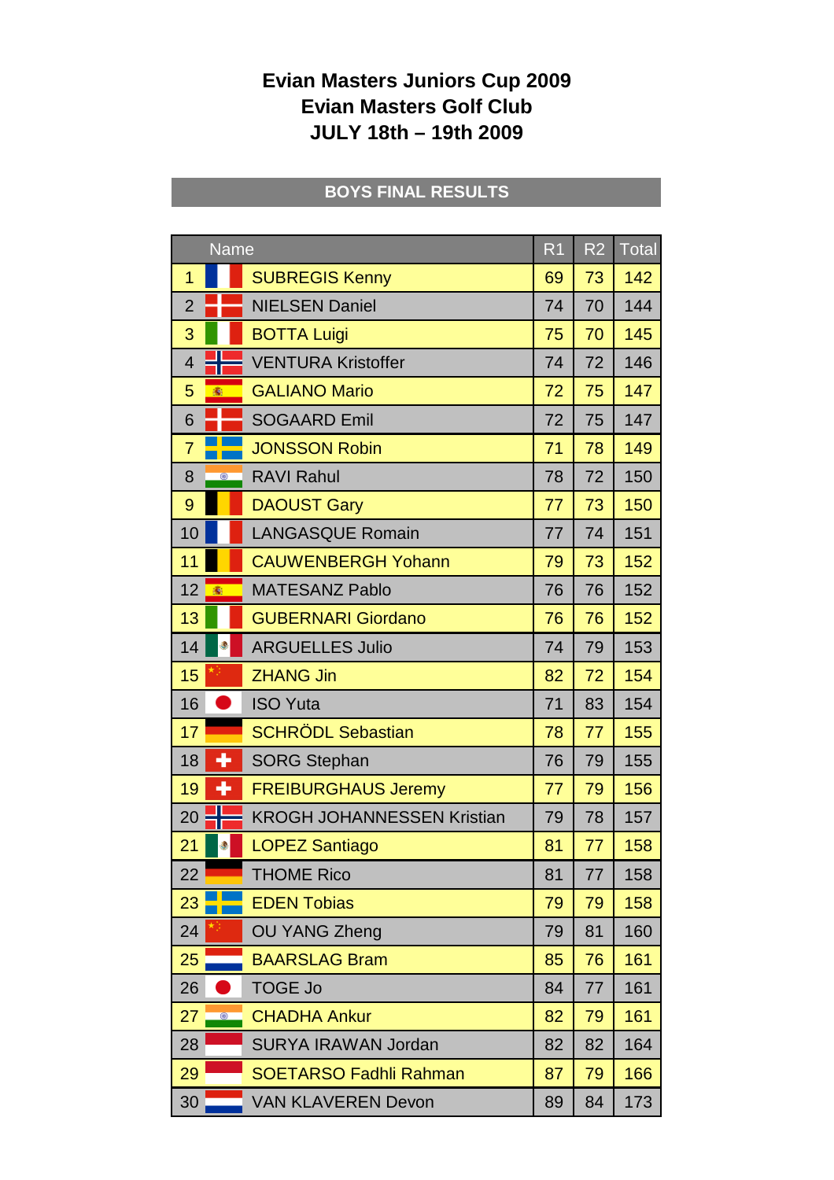# Evian Masters Juniors Cup 2009
## Evian Masters Golf Club
## JULY 18th – 19th 2009

### BOYS FINAL RESULTS

| | Name | R1 | R2 | Total |
|---|---|---|---|---|
| 1 | SUBREGIS Kenny | 69 | 73 | 142 |
| 2 | NIELSEN Daniel | 74 | 70 | 144 |
| 3 | BOTTA Luigi | 75 | 70 | 145 |
| 4 | VENTURA Kristoffer | 74 | 72 | 146 |
| 5 | GALIANO Mario | 72 | 75 | 147 |
| 6 | SOGAARD Emil | 72 | 75 | 147 |
| 7 | JONSSON Robin | 71 | 78 | 149 |
| 8 | RAVI Rahul | 78 | 72 | 150 |
| 9 | DAOUST Gary | 77 | 73 | 150 |
| 10 | LANGASQUE Romain | 77 | 74 | 151 |
| 11 | CAUWENBERGH Yohann | 79 | 73 | 152 |
| 12 | MATESANZ Pablo | 76 | 76 | 152 |
| 13 | GUBERNARI Giordano | 76 | 76 | 152 |
| 14 | ARGUELLES Julio | 74 | 79 | 153 |
| 15 | ZHANG Jin | 82 | 72 | 154 |
| 16 | ISO Yuta | 71 | 83 | 154 |
| 17 | SCHRÖDL Sebastian | 78 | 77 | 155 |
| 18 | SORG Stephan | 76 | 79 | 155 |
| 19 | FREIBURGHAUS Jeremy | 77 | 79 | 156 |
| 20 | KROGH JOHANNESSEN Kristian | 79 | 78 | 157 |
| 21 | LOPEZ Santiago | 81 | 77 | 158 |
| 22 | THOME Rico | 81 | 77 | 158 |
| 23 | EDEN Tobias | 79 | 79 | 158 |
| 24 | OU YANG Zheng | 79 | 81 | 160 |
| 25 | BAARSLAG Bram | 85 | 76 | 161 |
| 26 | TOGE Jo | 84 | 77 | 161 |
| 27 | CHADHA Ankur | 82 | 79 | 161 |
| 28 | SURYA IRAWAN Jordan | 82 | 82 | 164 |
| 29 | SOETARSO Fadhli Rahman | 87 | 79 | 166 |
| 30 | VAN KLAVEREN Devon | 89 | 84 | 173 |